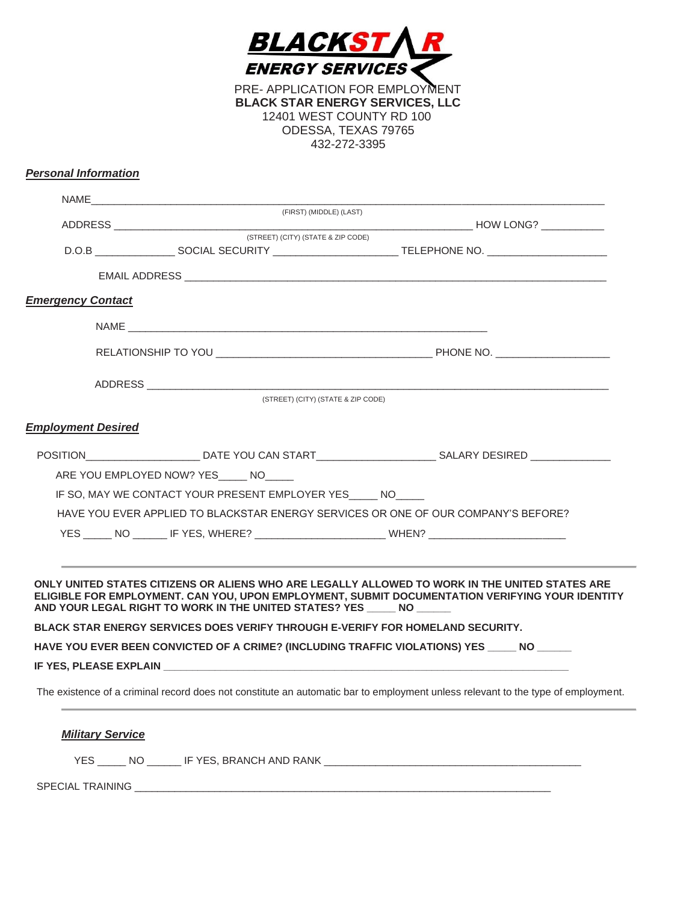**BLACKSTAR ENERGY SERVICES**

PRE- APPLICATION FOR EMPLOYMENT
**BLACK STAR ENERGY SERVICES, LLC**
12401 WEST COUNTY RD 100
ODESSA, TEXAS 79765
432-272-3395

***Personal Information***

NAME_______________________________________________________________________________
(FIRST) (MIDDLE) (LAST)

ADDRESS ______________________________________________________________ HOW LONG? ___________
(STREET) (CITY) (STATE & ZIP CODE)

D.O.B ______________ SOCIAL SECURITY ______________________ TELEPHONE NO. ____________________

EMAIL ADDRESS ______________________________________________________________________

***Emergency Contact***

NAME ______________________________________________________________

RELATIONSHIP TO YOU ______________________________________ PHONE NO. ___________________

ADDRESS ______________________________________________________________________
(STREET) (CITY) (STATE & ZIP CODE)

***Employment Desired***

POSITION____________________ DATE YOU CAN START____________________ SALARY DESIRED ______________

ARE YOU EMPLOYED NOW? YES_____ NO_____

IF SO, MAY WE CONTACT YOUR PRESENT EMPLOYER YES_____ NO_____

HAVE YOU EVER APPLIED TO BLACKSTAR ENERGY SERVICES OR ONE OF OUR COMPANY'S BEFORE?

YES _____ NO ______ IF YES, WHERE? ______________________ WHEN? ________________________

---

**ONLY UNITED STATES CITIZENS OR ALIENS WHO ARE LEGALLY ALLOWED TO WORK IN THE UNITED STATES ARE ELIGIBLE FOR EMPLOYMENT. CAN YOU, UPON EMPLOYMENT, SUBMIT DOCUMENTATION VERIFYING YOUR IDENTITY AND YOUR LEGAL RIGHT TO WORK IN THE UNITED STATES? YES _____ NO ______**

**BLACK STAR ENERGY SERVICES DOES VERIFY THROUGH E-VERIFY FOR HOMELAND SECURITY.**

**HAVE YOU EVER BEEN CONVICTED OF A CRIME? (INCLUDING TRAFFIC VIOLATIONS) YES _____ NO ______**

**IF YES, PLEASE EXPLAIN ___________________________________________________________________________**

The existence of a criminal record does not constitute an automatic bar to employment unless relevant to the type of employment.

---

***Military Service***

YES _____ NO ______ IF YES, BRANCH AND RANK ______________________________________________

SPECIAL TRAINING ________________________________________________________________________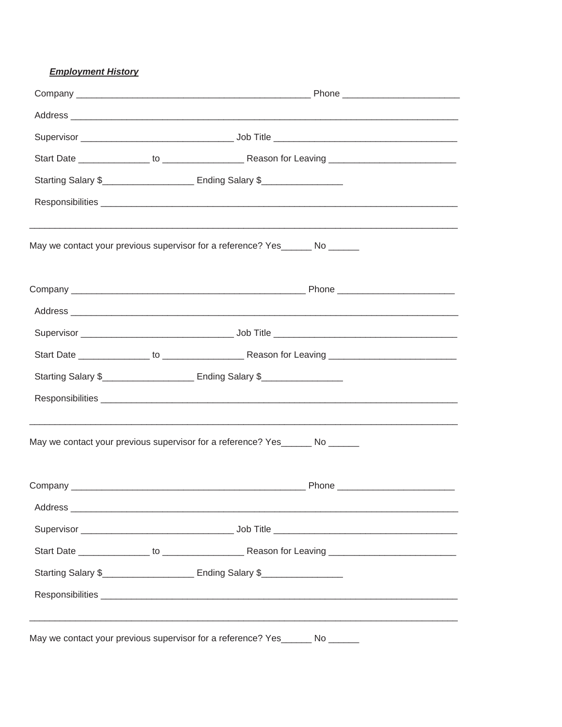***Employment History***

Company _______________________________________________ Phone _______________________

Address ______________________________________________________________________________

Supervisor ______________________________ Job Title ____________________________________

Start Date ______________ to ________________ Reason for Leaving _________________________

Starting Salary $__________________ Ending Salary $________________

Responsibilities ________________________________________________________________________

_____________________________________________________________________________________

May we contact your previous supervisor for a reference? Yes______ No ______

Company _______________________________________________ Phone _______________________

Address ______________________________________________________________________________

Supervisor ______________________________ Job Title ____________________________________

Start Date ______________ to ________________ Reason for Leaving _________________________

Starting Salary $__________________ Ending Salary $________________

Responsibilities ________________________________________________________________________

_____________________________________________________________________________________

May we contact your previous supervisor for a reference? Yes______ No ______

Company _______________________________________________ Phone _______________________

Address ______________________________________________________________________________

Supervisor ______________________________ Job Title ____________________________________

Start Date ______________ to ________________ Reason for Leaving _________________________

Starting Salary $__________________ Ending Salary $________________

Responsibilities ________________________________________________________________________

_____________________________________________________________________________________

May we contact your previous supervisor for a reference? Yes______ No ______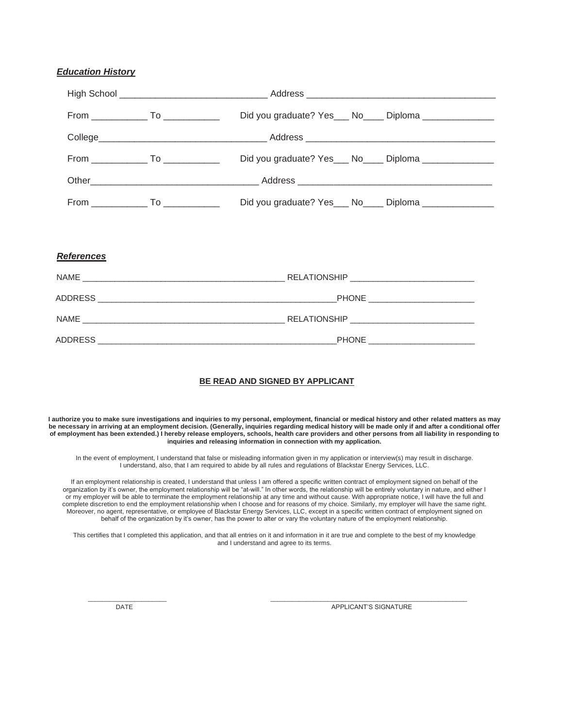***Education History***

High School ______________________________ Address ______________________________________

From ___________ To ___________ Did you graduate? Yes___ No____ Diploma ______________

College_________________________________ Address ____________________________________

From ___________ To ___________ Did you graduate? Yes___ No____ Diploma ______________

Other_________________________________ Address ______________________________________

From ___________ To ___________ Did you graduate? Yes___ No____ Diploma ______________

***References***

NAME ___________________________________________ RELATIONSHIP __________________________

ADDRESS __________________________________________________PHONE ______________________

NAME ___________________________________________ RELATIONSHIP __________________________

ADDRESS __________________________________________________PHONE ______________________

**BE READ AND SIGNED BY APPLICANT**

**I authorize you to make sure investigations and inquiries to my personal, employment, financial or medical history and other related matters as may be necessary in arriving at an employment decision. (Generally, inquiries regarding medical history will be made only if and after a conditional offer of employment has been extended.) I hereby release employers, schools, health care providers and other persons from all liability in responding to inquiries and releasing information in connection with my application.**

In the event of employment, I understand that false or misleading information given in my application or interview(s) may result in discharge. I understand, also, that I am required to abide by all rules and regulations of Blackstar Energy Services, LLC.

If an employment relationship is created, I understand that unless I am offered a specific written contract of employment signed on behalf of the organization by it's owner, the employment relationship will be "at-will." In other words, the relationship will be entirely voluntary in nature, and either I or my employer will be able to terminate the employment relationship at any time and without cause. With appropriate notice, I will have the full and complete discretion to end the employment relationship when I choose and for reasons of my choice. Similarly, my employer will have the same right. Moreover, no agent, representative, or employee of Blackstar Energy Services, LLC, except in a specific written contract of employment signed on behalf of the organization by it's owner, has the power to alter or vary the voluntary nature of the employment relationship.

This certifies that I completed this application, and that all entries on it and information in it are true and complete to the best of my knowledge and I understand and agree to its terms.

____________________ DATE

__________________________________________________ APPLICANT'S SIGNATURE